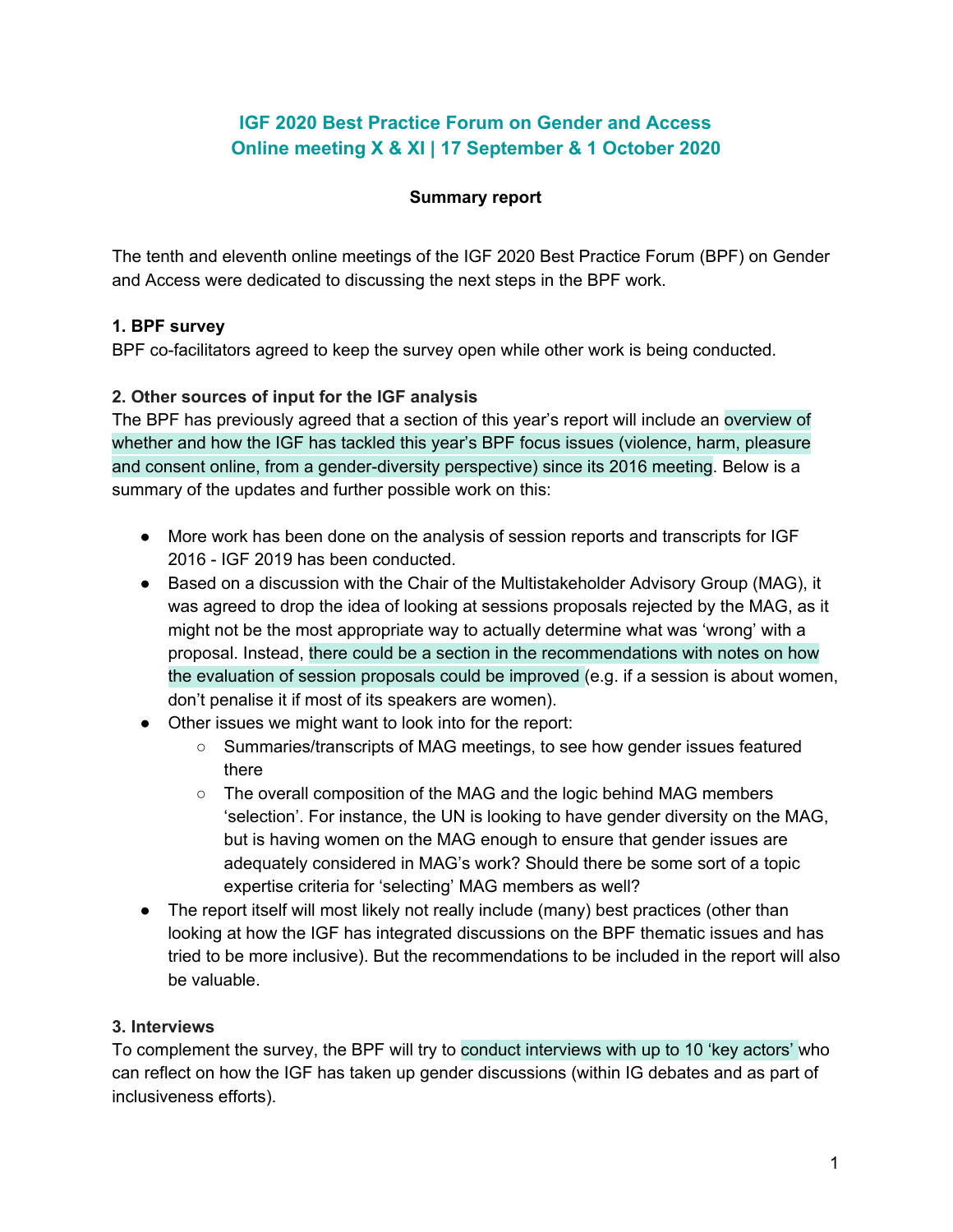# IGF 2020 Best Practice Forum on Gender and Access
# Online meeting X & XI | 17 September & 1 October 2020

**Summary report**

The tenth and eleventh online meetings of the IGF 2020 Best Practice Forum (BPF) on Gender and Access were dedicated to discussing the next steps in the BPF work.

**1. BPF survey**

BPF co-facilitators agreed to keep the survey open while other work is being conducted.

**2. Other sources of input for the IGF analysis**

The BPF has previously agreed that a section of this year's report will include an overview of whether and how the IGF has tackled this year's BPF focus issues (violence, harm, pleasure and consent online, from a gender-diversity perspective) since its 2016 meeting. Below is a summary of the updates and further possible work on this:

- More work has been done on the analysis of session reports and transcripts for IGF 2016 - IGF 2019 has been conducted.
- Based on a discussion with the Chair of the Multistakeholder Advisory Group (MAG), it was agreed to drop the idea of looking at sessions proposals rejected by the MAG, as it might not be the most appropriate way to actually determine what was 'wrong' with a proposal. Instead, there could be a section in the recommendations with notes on how the evaluation of session proposals could be improved (e.g. if a session is about women, don't penalise it if most of its speakers are women).
- Other issues we might want to look into for the report:
  - Summaries/transcripts of MAG meetings, to see how gender issues featured there
  - The overall composition of the MAG and the logic behind MAG members 'selection'. For instance, the UN is looking to have gender diversity on the MAG, but is having women on the MAG enough to ensure that gender issues are adequately considered in MAG's work? Should there be some sort of a topic expertise criteria for 'selecting' MAG members as well?
- The report itself will most likely not really include (many) best practices (other than looking at how the IGF has integrated discussions on the BPF thematic issues and has tried to be more inclusive). But the recommendations to be included in the report will also be valuable.

**3. Interviews**

To complement the survey, the BPF will try to conduct interviews with up to 10 'key actors' who can reflect on how the IGF has taken up gender discussions (within IG debates and as part of inclusiveness efforts).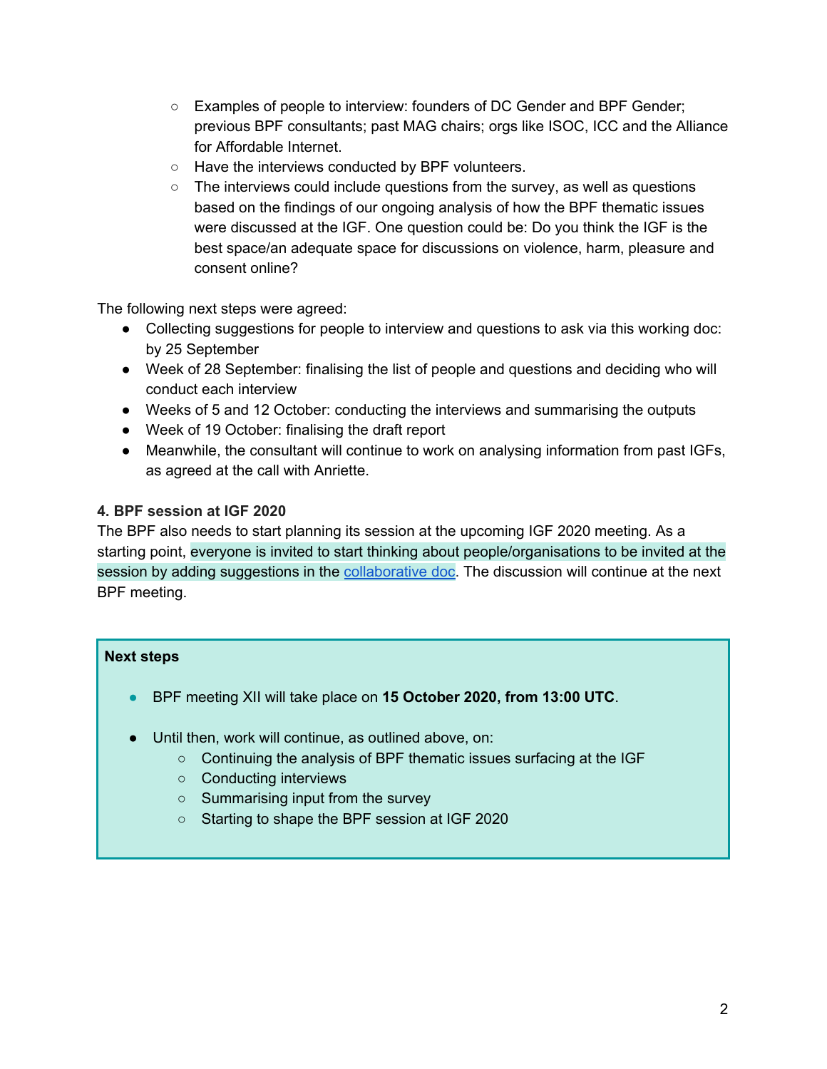- Examples of people to interview: founders of DC Gender and BPF Gender; previous BPF consultants; past MAG chairs; orgs like ISOC, ICC and the Alliance for Affordable Internet.
    - Have the interviews conducted by BPF volunteers.
    - The interviews could include questions from the survey, as well as questions based on the findings of our ongoing analysis of how the BPF thematic issues were discussed at the IGF. One question could be: Do you think the IGF is the best space/an adequate space for discussions on violence, harm, pleasure and consent online?

The following next steps were agreed:

- Collecting suggestions for people to interview and questions to ask via this working doc: by 25 September
- Week of 28 September: finalising the list of people and questions and deciding who will conduct each interview
- Weeks of 5 and 12 October: conducting the interviews and summarising the outputs
- Week of 19 October: finalising the draft report
- Meanwhile, the consultant will continue to work on analysing information from past IGFs, as agreed at the call with Anriette.

**4. BPF session at IGF 2020**

The BPF also needs to start planning its session at the upcoming IGF 2020 meeting. As a starting point, everyone is invited to start thinking about people/organisations to be invited at the session by adding suggestions in the collaborative doc. The discussion will continue at the next BPF meeting.

**Next steps**

- BPF meeting XII will take place on **15 October 2020, from 13:00 UTC**.
- Until then, work will continue, as outlined above, on:
    - Continuing the analysis of BPF thematic issues surfacing at the IGF
    - Conducting interviews
    - Summarising input from the survey
    - Starting to shape the BPF session at IGF 2020